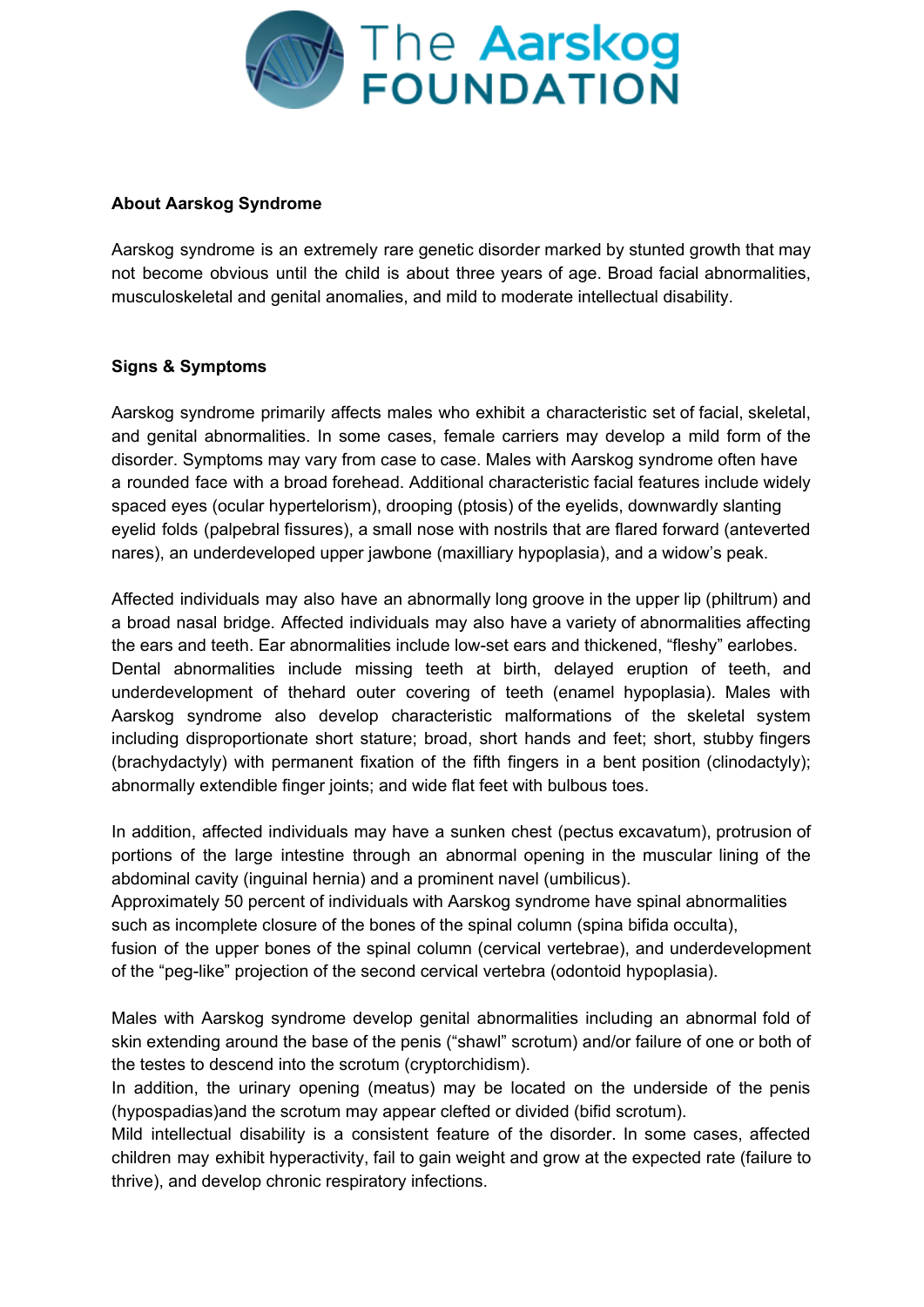# The Aarskog FOUNDATION

**About Aarskog Syndrome**

Aarskog syndrome is an extremely rare genetic disorder marked by stunted growth that may not become obvious until the child is about three years of age. Broad facial abnormalities, musculoskeletal and genital anomalies, and mild to moderate intellectual disability.

**Signs & Symptoms**

Aarskog syndrome primarily affects males who exhibit a characteristic set of facial, skeletal, and genital abnormalities. In some cases, female carriers may develop a mild form of the disorder. Symptoms may vary from case to case. Males with Aarskog syndrome often have a rounded face with a broad forehead. Additional characteristic facial features include widely spaced eyes (ocular hypertelorism), drooping (ptosis) of the eyelids, downwardly slanting eyelid folds (palpebral fissures), a small nose with nostrils that are flared forward (anteverted nares), an underdeveloped upper jawbone (maxilliary hypoplasia), and a widow's peak.

Affected individuals may also have an abnormally long groove in the upper lip (philtrum) and a broad nasal bridge. Affected individuals may also have a variety of abnormalities affecting the ears and teeth. Ear abnormalities include low-set ears and thickened, "fleshy" earlobes. Dental abnormalities include missing teeth at birth, delayed eruption of teeth, and underdevelopment of thehard outer covering of teeth (enamel hypoplasia). Males with Aarskog syndrome also develop characteristic malformations of the skeletal system including disproportionate short stature; broad, short hands and feet; short, stubby fingers (brachydactyly) with permanent fixation of the fifth fingers in a bent position (clinodactyly); abnormally extendible finger joints; and wide flat feet with bulbous toes.

In addition, affected individuals may have a sunken chest (pectus excavatum), protrusion of portions of the large intestine through an abnormal opening in the muscular lining of the abdominal cavity (inguinal hernia) and a prominent navel (umbilicus).
Approximately 50 percent of individuals with Aarskog syndrome have spinal abnormalities such as incomplete closure of the bones of the spinal column (spina bifida occulta), fusion of the upper bones of the spinal column (cervical vertebrae), and underdevelopment of the "peg-like" projection of the second cervical vertebra (odontoid hypoplasia).

Males with Aarskog syndrome develop genital abnormalities including an abnormal fold of skin extending around the base of the penis ("shawl" scrotum) and/or failure of one or both of the testes to descend into the scrotum (cryptorchidism).
In addition, the urinary opening (meatus) may be located on the underside of the penis (hypospadias)and the scrotum may appear clefted or divided (bifid scrotum).
Mild intellectual disability is a consistent feature of the disorder. In some cases, affected children may exhibit hyperactivity, fail to gain weight and grow at the expected rate (failure to thrive), and develop chronic respiratory infections.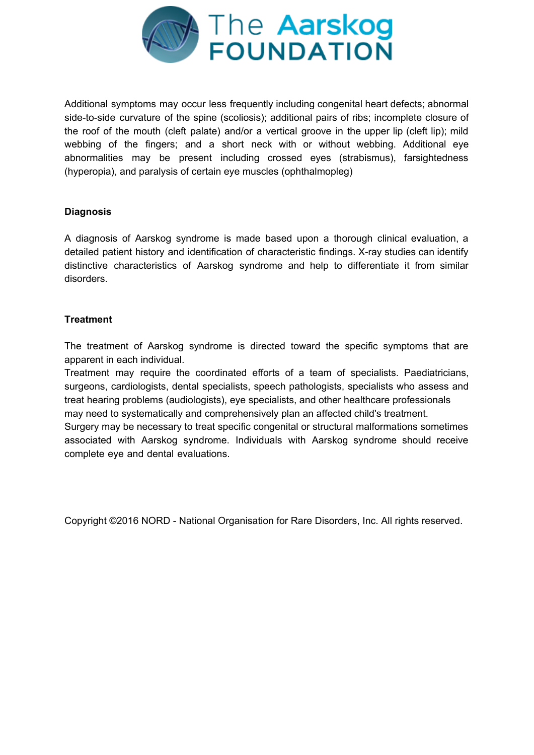Additional symptoms may occur less frequently including congenital heart defects; abnormal side-to-side curvature of the spine (scoliosis); additional pairs of ribs; incomplete closure of the roof of the mouth (cleft palate) and/or a vertical groove in the upper lip (cleft lip); mild webbing of the fingers; and a short neck with or without webbing. Additional eye abnormalities may be present including crossed eyes (strabismus), farsightedness (hyperopia), and paralysis of certain eye muscles (ophthalmopleg)

**Diagnosis**

A diagnosis of Aarskog syndrome is made based upon a thorough clinical evaluation, a detailed patient history and identification of characteristic findings. X-ray studies can identify distinctive characteristics of Aarskog syndrome and help to differentiate it from similar disorders.

**Treatment**

The treatment of Aarskog syndrome is directed toward the specific symptoms that are apparent in each individual.

Treatment may require the coordinated efforts of a team of specialists. Paediatricians, surgeons, cardiologists, dental specialists, speech pathologists, specialists who assess and treat hearing problems (audiologists), eye specialists, and other healthcare professionals may need to systematically and comprehensively plan an affected child's treatment.

Surgery may be necessary to treat specific congenital or structural malformations sometimes associated with Aarskog syndrome. Individuals with Aarskog syndrome should receive complete eye and dental evaluations.

Copyright ©2016 NORD - National Organisation for Rare Disorders, Inc. All rights reserved.